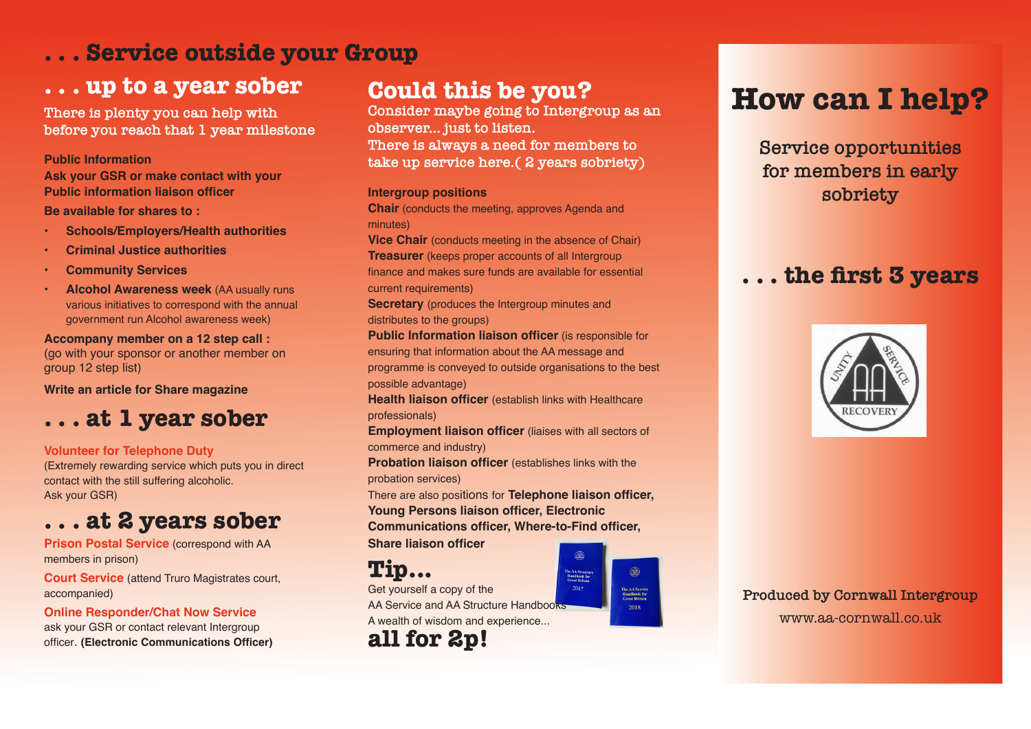# . . . Service outside your Group

## . . . up to a year sober

There is plenty you can help with before you reach that 1 year milestone

**Public Information**
**Ask your GSR or make contact with your Public information liaison officer**

**Be available for shares to :**

- **Schools/Employers/Health authorities**
- **Criminal Justice authorities**
- **Community Services**
- **Alcohol Awareness week** (AA usually runs various initiatives to correspond with the annual government run Alcohol awareness week)

**Accompany member on a 12 step call :**
(go with your sponsor or another member on group 12 step list)

**Write an article for Share magazine**

## . . . at 1 year sober

**Volunteer for Telephone Duty**
(Extremely rewarding service which puts you in direct contact with the still suffering alcoholic. Ask your GSR)

## . . . at 2 years sober

**Prison Postal Service** (correspond with AA members in prison)

**Court Service** (attend Truro Magistrates court, accompanied)

**Online Responder/Chat Now Service**
ask your GSR or contact relevant Intergroup officer. **(Electronic Communications Officer)**

## Could this be you?

Consider maybe going to Intergroup as an observer... just to listen.
There is always a need for members to take up service here.( 2 years sobriety)

**Intergroup positions**

**Chair** (conducts the meeting, approves Agenda and minutes)
**Vice Chair** (conducts meeting in the absence of Chair)
**Treasurer** (keeps proper accounts of all Intergroup finance and makes sure funds are available for essential current requirements)
**Secretary** (produces the Intergroup minutes and distributes to the groups)
**Public Information liaison officer** (is responsible for ensuring that information about the AA message and programme is conveyed to outside organisations to the best possible advantage)
**Health liaison officer** (establish links with Healthcare professionals)
**Employment liaison officer** (liaises with all sectors of commerce and industry)
**Probation liaison officer** (establishes links with the probation services)
There are also positions for **Telephone liaison officer, Young Persons liaison officer, Electronic Communications officer, Where-to-Find officer, Share liaison officer**

## Tip...

Get yourself a copy of the AA Service and AA Structure Handbooks
A wealth of wisdom and experience...

**all for 2p!**

# How can I help?

Service opportunities for members in early sobriety

## . . . the first 3 years

Produced by Cornwall Intergroup
www.aa-cornwall.co.uk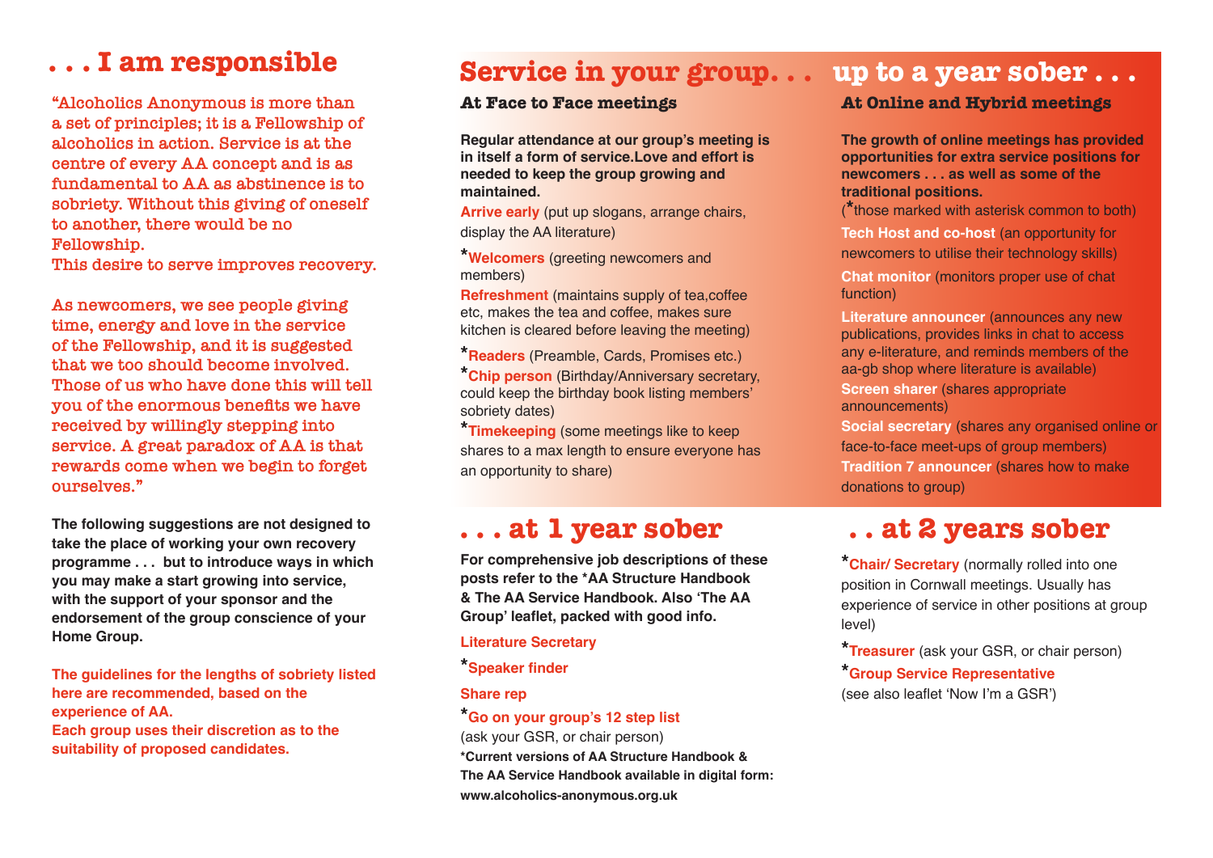# . . . I am responsible

"Alcoholics Anonymous is more than a set of principles; it is a Fellowship of alcoholics in action. Service is at the centre of every AA concept and is as fundamental to AA as abstinence is to sobriety. Without this giving of oneself to another, there would be no Fellowship.
This desire to serve improves recovery.

As newcomers, we see people giving time, energy and love in the service of the Fellowship, and it is suggested that we too should become involved. Those of us who have done this will tell you of the enormous benefits we have received by willingly stepping into service. A great paradox of AA is that rewards come when we begin to forget ourselves."

**The following suggestions are not designed to take the place of working your own recovery programme . . . but to introduce ways in which you may make a start growing into service, with the support of your sponsor and the endorsement of the group conscience of your Home Group.**

**The guidelines for the lengths of sobriety listed here are recommended, based on the experience of AA.**
**Each group uses their discretion as to the suitability of proposed candidates.**

# Service in your group. . . up to a year sober . . .

## At Face to Face meetings

**Regular attendance at our group's meeting is in itself a form of service.Love and effort is needed to keep the group growing and maintained.**

**Arrive early** (put up slogans, arrange chairs, display the AA literature)

***Welcomers** (greeting newcomers and members)

**Refreshment** (maintains supply of tea,coffee etc, makes the tea and coffee, makes sure kitchen is cleared before leaving the meeting)

***Readers** (Preamble, Cards, Promises etc.)

***Chip person** (Birthday/Anniversary secretary, could keep the birthday book listing members' sobriety dates)

***Timekeeping** (some meetings like to keep shares to a max length to ensure everyone has an opportunity to share)

## At Online and Hybrid meetings

**The growth of online meetings has provided opportunities for extra service positions for newcomers . . . as well as some of the traditional positions.**
(*those marked with asterisk common to both)

**Tech Host and co-host** (an opportunity for newcomers to utilise their technology skills)

**Chat monitor** (monitors proper use of chat function)

**Literature announcer** (announces any new publications, provides links in chat to access any e-literature, and reminds members of the aa-gb shop where literature is available)

**Screen sharer** (shares appropriate announcements)

**Social secretary** (shares any organised online or face-to-face meet-ups of group members)

**Tradition 7 announcer** (shares how to make donations to group)

# . . . at 1 year sober

**For comprehensive job descriptions of these posts refer to the *AA Structure Handbook & The AA Service Handbook. Also 'The AA Group' leaflet, packed with good info.**

**Literature Secretary**

***Speaker finder**

**Share rep**

***Go on your group's 12 step list**
(ask your GSR, or chair person)

***Current versions of AA Structure Handbook & The AA Service Handbook available in digital form: www.alcoholics-anonymous.org.uk**

# . . at 2 years sober

***Chair/ Secretary** (normally rolled into one position in Cornwall meetings. Usually has experience of service in other positions at group level)

***Treasurer** (ask your GSR, or chair person)

***Group Service Representative**
(see also leaflet 'Now I'm a GSR')